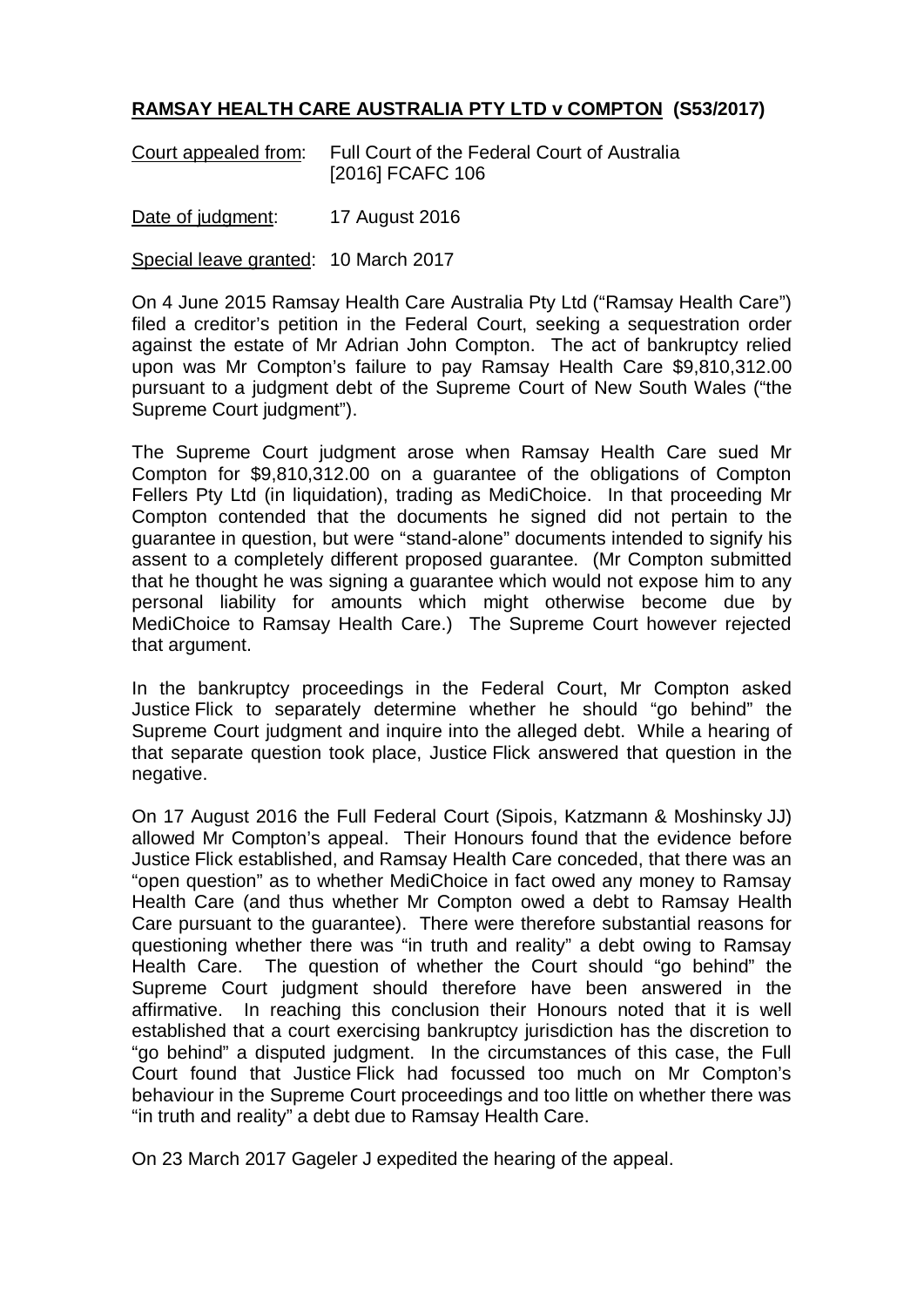**RAMSAY HEALTH CARE AUSTRALIA PTY LTD v COMPTON (S53/2017)**

Court appealed from: Full Court of the Federal Court of Australia [2016] FCAFC 106

Date of judgment: 17 August 2016

Special leave granted: 10 March 2017

On 4 June 2015 Ramsay Health Care Australia Pty Ltd ("Ramsay Health Care") filed a creditor's petition in the Federal Court, seeking a sequestration order against the estate of Mr Adrian John Compton. The act of bankruptcy relied upon was Mr Compton's failure to pay Ramsay Health Care $9,810,312.00 pursuant to a judgment debt of the Supreme Court of New South Wales ("the Supreme Court judgment").

The Supreme Court judgment arose when Ramsay Health Care sued Mr Compton for $9,810,312.00 on a guarantee of the obligations of Compton Fellers Pty Ltd (in liquidation), trading as MediChoice. In that proceeding Mr Compton contended that the documents he signed did not pertain to the guarantee in question, but were "stand-alone" documents intended to signify his assent to a completely different proposed guarantee. (Mr Compton submitted that he thought he was signing a guarantee which would not expose him to any personal liability for amounts which might otherwise become due by MediChoice to Ramsay Health Care.) The Supreme Court however rejected that argument.

In the bankruptcy proceedings in the Federal Court, Mr Compton asked Justice Flick to separately determine whether he should "go behind" the Supreme Court judgment and inquire into the alleged debt. While a hearing of that separate question took place, Justice Flick answered that question in the negative.

On 17 August 2016 the Full Federal Court (Sipois, Katzmann & Moshinsky JJ) allowed Mr Compton's appeal. Their Honours found that the evidence before Justice Flick established, and Ramsay Health Care conceded, that there was an "open question" as to whether MediChoice in fact owed any money to Ramsay Health Care (and thus whether Mr Compton owed a debt to Ramsay Health Care pursuant to the guarantee). There were therefore substantial reasons for questioning whether there was "in truth and reality" a debt owing to Ramsay Health Care. The question of whether the Court should "go behind" the Supreme Court judgment should therefore have been answered in the affirmative. In reaching this conclusion their Honours noted that it is well established that a court exercising bankruptcy jurisdiction has the discretion to "go behind" a disputed judgment. In the circumstances of this case, the Full Court found that Justice Flick had focussed too much on Mr Compton's behaviour in the Supreme Court proceedings and too little on whether there was "in truth and reality" a debt due to Ramsay Health Care.

On 23 March 2017 Gageler J expedited the hearing of the appeal.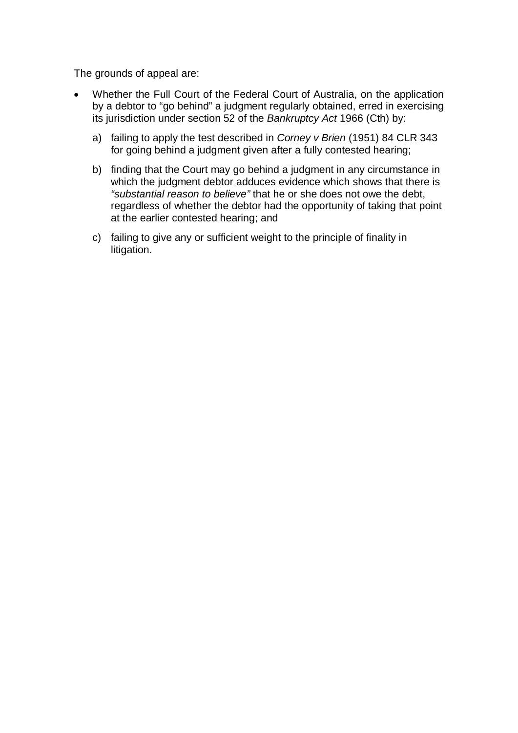The grounds of appeal are:

- Whether the Full Court of the Federal Court of Australia, on the application by a debtor to "go behind" a judgment regularly obtained, erred in exercising its jurisdiction under section 52 of the *Bankruptcy Act* 1966 (Cth) by:

  a) failing to apply the test described in *Corney v Brien* (1951) 84 CLR 343 for going behind a judgment given after a fully contested hearing;

  b) finding that the Court may go behind a judgment in any circumstance in which the judgment debtor adduces evidence which shows that there is *"substantial reason to believe"* that he or she does not owe the debt, regardless of whether the debtor had the opportunity of taking that point at the earlier contested hearing; and

  c) failing to give any or sufficient weight to the principle of finality in litigation.